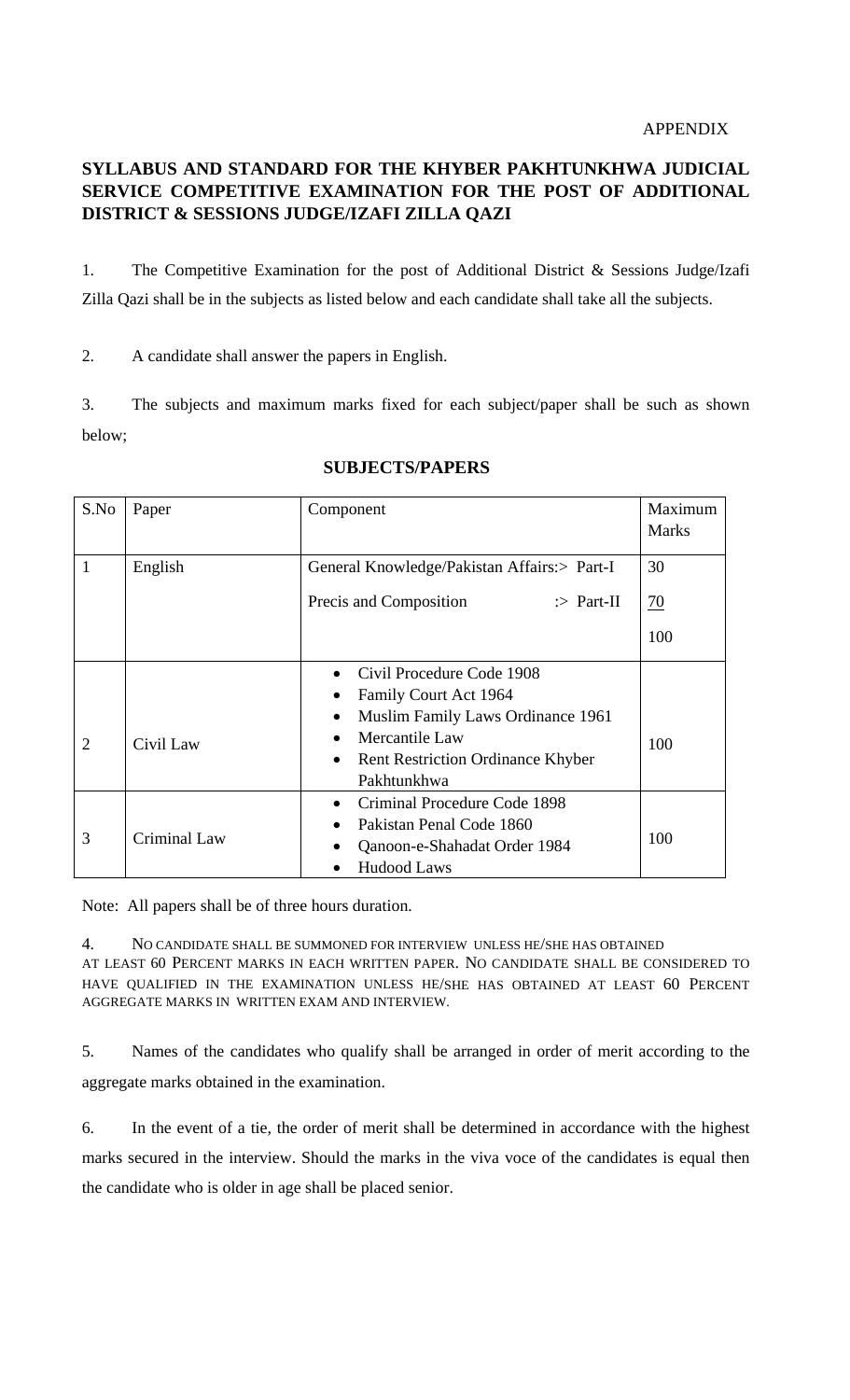APPENDIX

**SYLLABUS AND STANDARD FOR THE KHYBER PAKHTUNKHWA JUDICIAL SERVICE COMPETITIVE EXAMINATION FOR THE POST OF ADDITIONAL DISTRICT & SESSIONS JUDGE/IZAFI ZILLA QAZI**

1. The Competitive Examination for the post of Additional District & Sessions Judge/Izafi Zilla Qazi shall be in the subjects as listed below and each candidate shall take all the subjects.

2. A candidate shall answer the papers in English.

3. The subjects and maximum marks fixed for each subject/paper shall be such as shown below;

**SUBJECTS/PAPERS**

| S.No | Paper | Component | Maximum Marks |
|---|---|---|---|
| 1 | English | General Knowledge/Pakistan Affairs:> Part-I<br>Precis and Composition :> Part-II | 30<br>70<br>100 |
| 2 | Civil Law | • Civil Procedure Code 1908<br>• Family Court Act 1964<br>• Muslim Family Laws Ordinance 1961<br>• Mercantile Law<br>• Rent Restriction Ordinance Khyber Pakhtunkhwa | 100 |
| 3 | Criminal Law | • Criminal Procedure Code 1898<br>• Pakistan Penal Code 1860<br>• Qanoon-e-Shahadat Order 1984<br>• Hudood Laws | 100 |

Note: All papers shall be of three hours duration.

4. NO CANDIDATE SHALL BE SUMMONED FOR INTERVIEW UNLESS HE/SHE HAS OBTAINED AT LEAST 60 PERCENT MARKS IN EACH WRITTEN PAPER. NO CANDIDATE SHALL BE CONSIDERED TO HAVE QUALIFIED IN THE EXAMINATION UNLESS HE/SHE HAS OBTAINED AT LEAST 60 PERCENT AGGREGATE MARKS IN WRITTEN EXAM AND INTERVIEW.

5. Names of the candidates who qualify shall be arranged in order of merit according to the aggregate marks obtained in the examination.

6. In the event of a tie, the order of merit shall be determined in accordance with the highest marks secured in the interview. Should the marks in the viva voce of the candidates is equal then the candidate who is older in age shall be placed senior.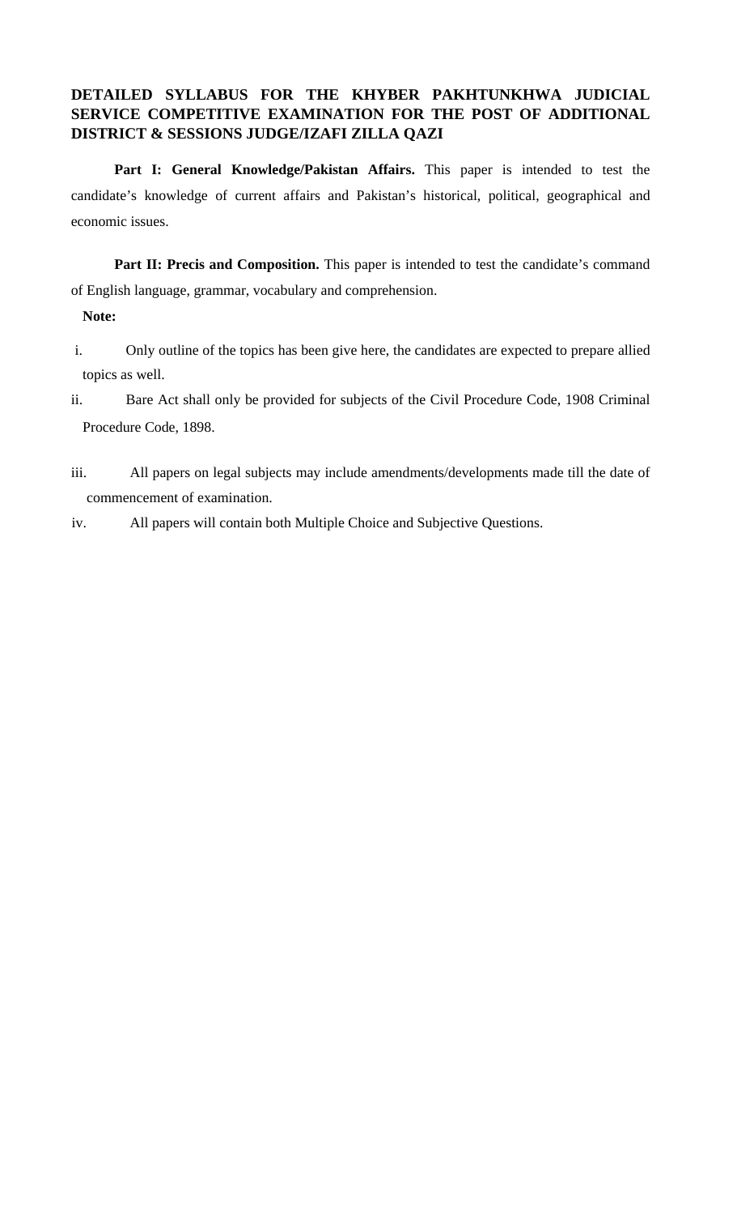**DETAILED SYLLABUS FOR THE KHYBER PAKHTUNKHWA JUDICIAL SERVICE COMPETITIVE EXAMINATION FOR THE POST OF ADDITIONAL DISTRICT & SESSIONS JUDGE/IZAFI ZILLA QAZI**

**Part I: General Knowledge/Pakistan Affairs.** This paper is intended to test the candidate's knowledge of current affairs and Pakistan's historical, political, geographical and economic issues.

**Part II: Precis and Composition.** This paper is intended to test the candidate's command of English language, grammar, vocabulary and comprehension.

**Note:**

i. Only outline of the topics has been give here, the candidates are expected to prepare allied topics as well.

ii. Bare Act shall only be provided for subjects of the Civil Procedure Code, 1908 Criminal Procedure Code, 1898.

iii. All papers on legal subjects may include amendments/developments made till the date of commencement of examination.

iv. All papers will contain both Multiple Choice and Subjective Questions.